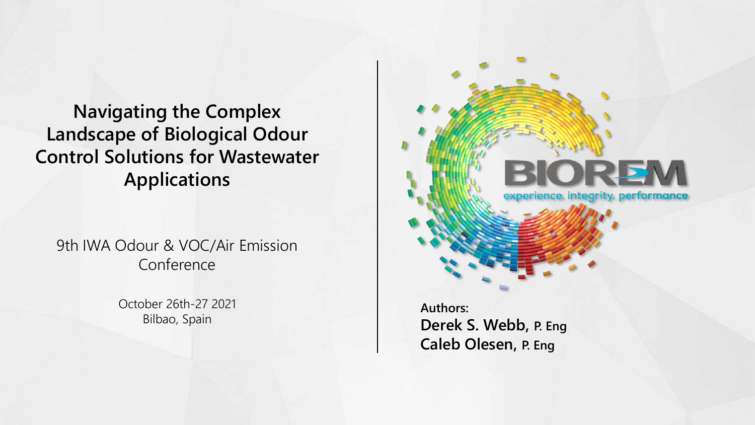# Navigating the Complex Landscape of Biological Odour Control Solutions for Wastewater Applications

9th IWA Odour & VOC/Air Emission Conference

October 26th-27 2021
Bilbao, Spain

BIOREM
experience. integrity. performance

**Authors:**
**Derek S. Webb, P. Eng**
**Caleb Olesen, P. Eng**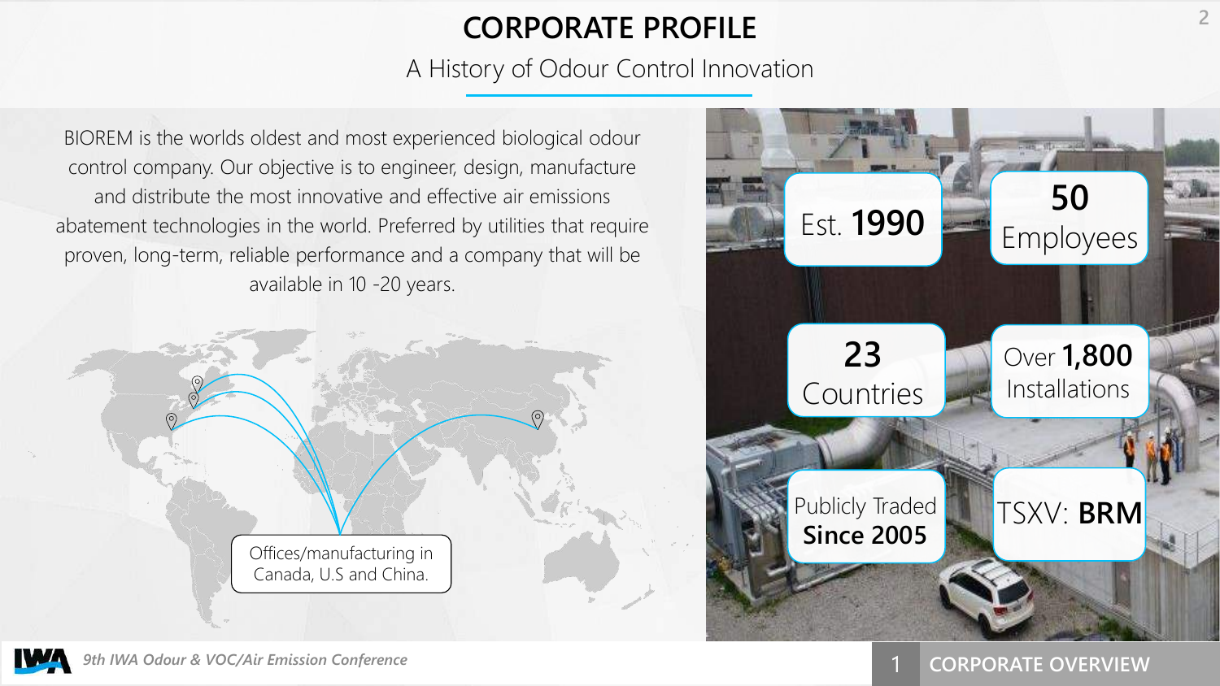# CORPORATE PROFILE

## A History of Odour Control Innovation

BIOREM is the worlds oldest and most experienced biological odour control company. Our objective is to engineer, design, manufacture and distribute the most innovative and effective air emissions abatement technologies in the world. Preferred by utilities that require proven, long-term, reliable performance and a company that will be available in 10 -20 years.

Offices/manufacturing in Canada, U.S and China.

Est. **1990**

**50** Employees

**23** Countries

Over **1,800** Installations

Publicly Traded **Since 2005**

TSXV: **BRM**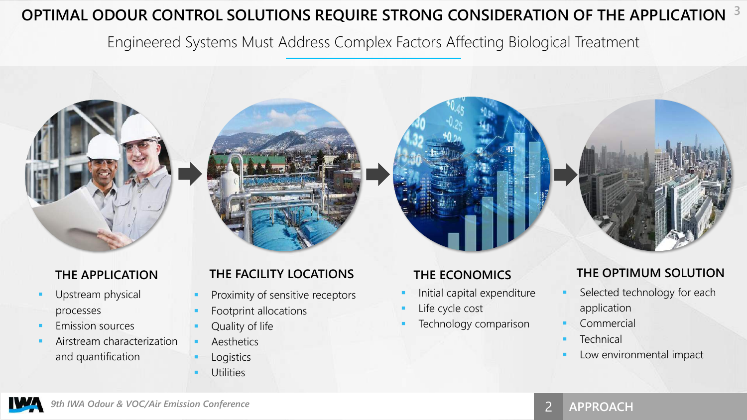# OPTIMAL ODOUR CONTROL SOLUTIONS REQUIRE STRONG CONSIDERATION OF THE APPLICATION

Engineered Systems Must Address Complex Factors Affecting Biological Treatment

### THE APPLICATION

- Upstream physical processes
- Emission sources
- Airstream characterization and quantification

### THE FACILITY LOCATIONS

- Proximity of sensitive receptors
- Footprint allocations
- Quality of life
- Aesthetics
- Logistics
- Utilities

### THE ECONOMICS

- Initial capital expenditure
- Life cycle cost
- Technology comparison

### THE OPTIMUM SOLUTION

- Selected technology for each application
- Commercial
- Technical
- Low environmental impact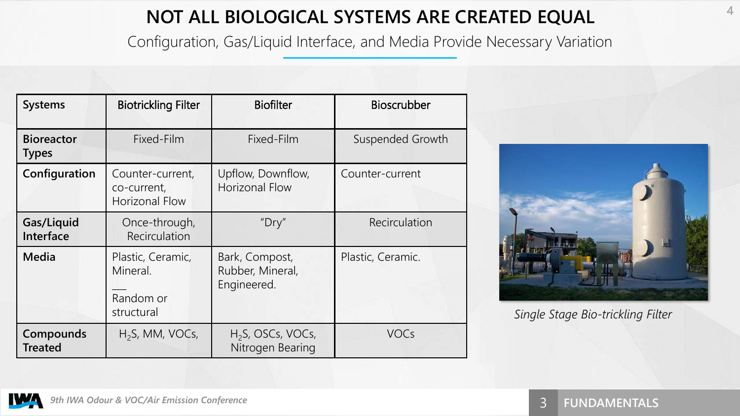# NOT ALL BIOLOGICAL SYSTEMS ARE CREATED EQUAL

Configuration, Gas/Liquid Interface, and Media Provide Necessary Variation

| Systems | Biotrickling Filter | Biofilter | Bioscrubber |
|---|---|---|---|
| **Bioreactor Types** | Fixed-Film | Fixed-Film | Suspended Growth |
| **Configuration** | Counter-current, co-current, Horizonal Flow | Upflow, Downflow, Horizonal Flow | Counter-current |
| **Gas/Liquid Interface** | Once-through, Recirculation | "Dry" | Recirculation |
| **Media** | Plastic, Ceramic, Mineral. ___ Random or structural | Bark, Compost, Rubber, Mineral, Engineered. | Plastic, Ceramic. |
| **Compounds Treated** | $H_2S$, MM, VOCs, | $H_2S$, OSCs, VOCs, Nitrogen Bearing | VOCs |

*Single Stage Bio-trickling Filter*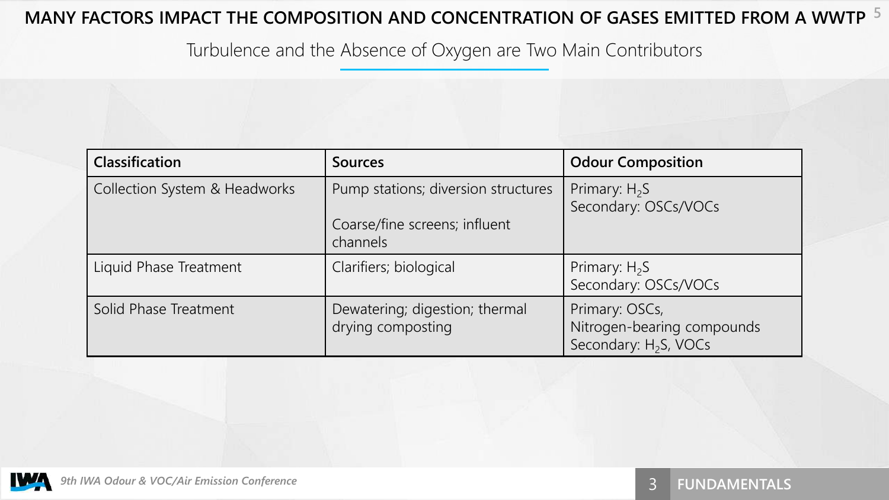# MANY FACTORS IMPACT THE COMPOSITION AND CONCENTRATION OF GASES EMITTED FROM A WWTP

## Turbulence and the Absence of Oxygen are Two Main Contributors

| Classification | Sources | Odour Composition |
|---|---|---|
| Collection System & Headworks | Pump stations; diversion structures<br><br>Coarse/fine screens; influent channels | Primary: $H_2S$<br>Secondary: OSCs/VOCs |
| Liquid Phase Treatment | Clarifiers; biological | Primary: $H_2S$<br>Secondary: OSCs/VOCs |
| Solid Phase Treatment | Dewatering; digestion; thermal drying composting | Primary: OSCs, Nitrogen-bearing compounds<br>Secondary: $H_2S$, VOCs |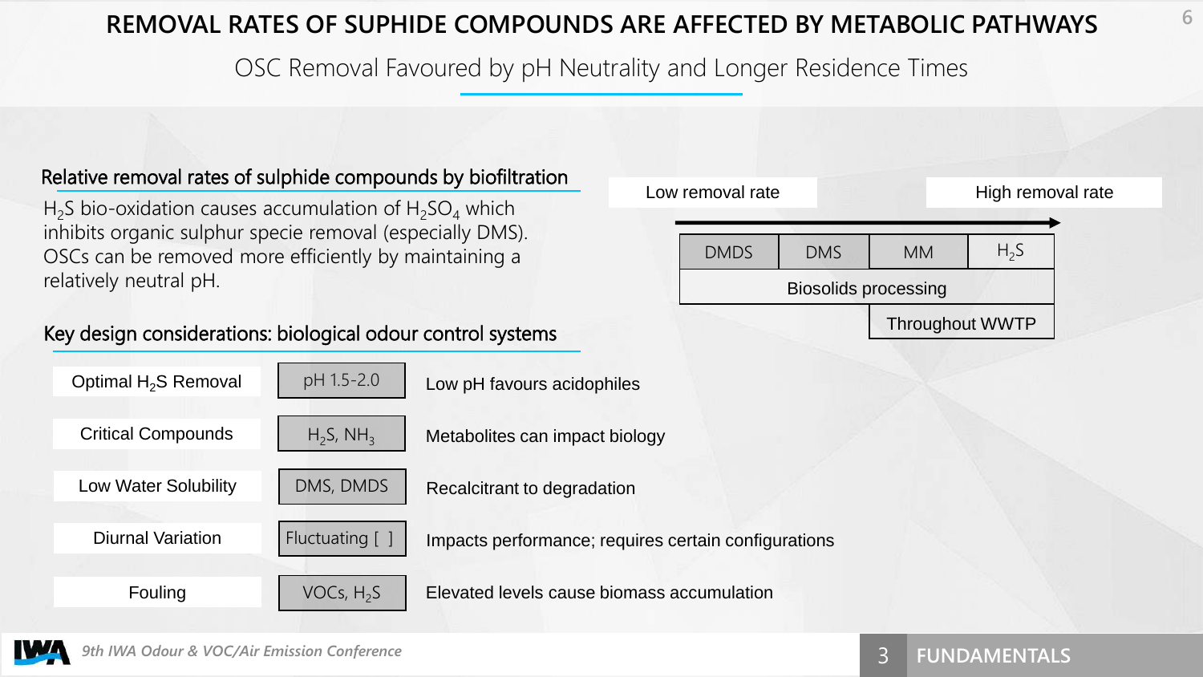# REMOVAL RATES OF SUPHIDE COMPOUNDS ARE AFFECTED BY METABOLIC PATHWAYS

OSC Removal Favoured by pH Neutrality and Longer Residence Times

## Relative removal rates of sulphide compounds by biofiltration

$H_2S$ bio-oxidation causes accumulation of $H_2SO_4$ which inhibits organic sulphur specie removal (especially DMS). OSCs can be removed more efficiently by maintaining a relatively neutral pH.

Low removal rate → High removal rate

| DMDS | DMS | MM | $H_2S$ |
|---|---|---|---|
| Biosolids processing | | | |
| | | Throughout WWTP | |

## Key design considerations: biological odour control systems

| | | |
|---|---|---|
| Optimal $H_2S$ Removal | pH 1.5-2.0 | Low pH favours acidophiles |
| Critical Compounds | $H_2S$, $NH_3$ | Metabolites can impact biology |
| Low Water Solubility | DMS, DMDS | Recalcitrant to degradation |
| Diurnal Variation | Fluctuating [ ] | Impacts performance; requires certain configurations |
| Fouling | VOCs, $H_2S$ | Elevated levels cause biomass accumulation |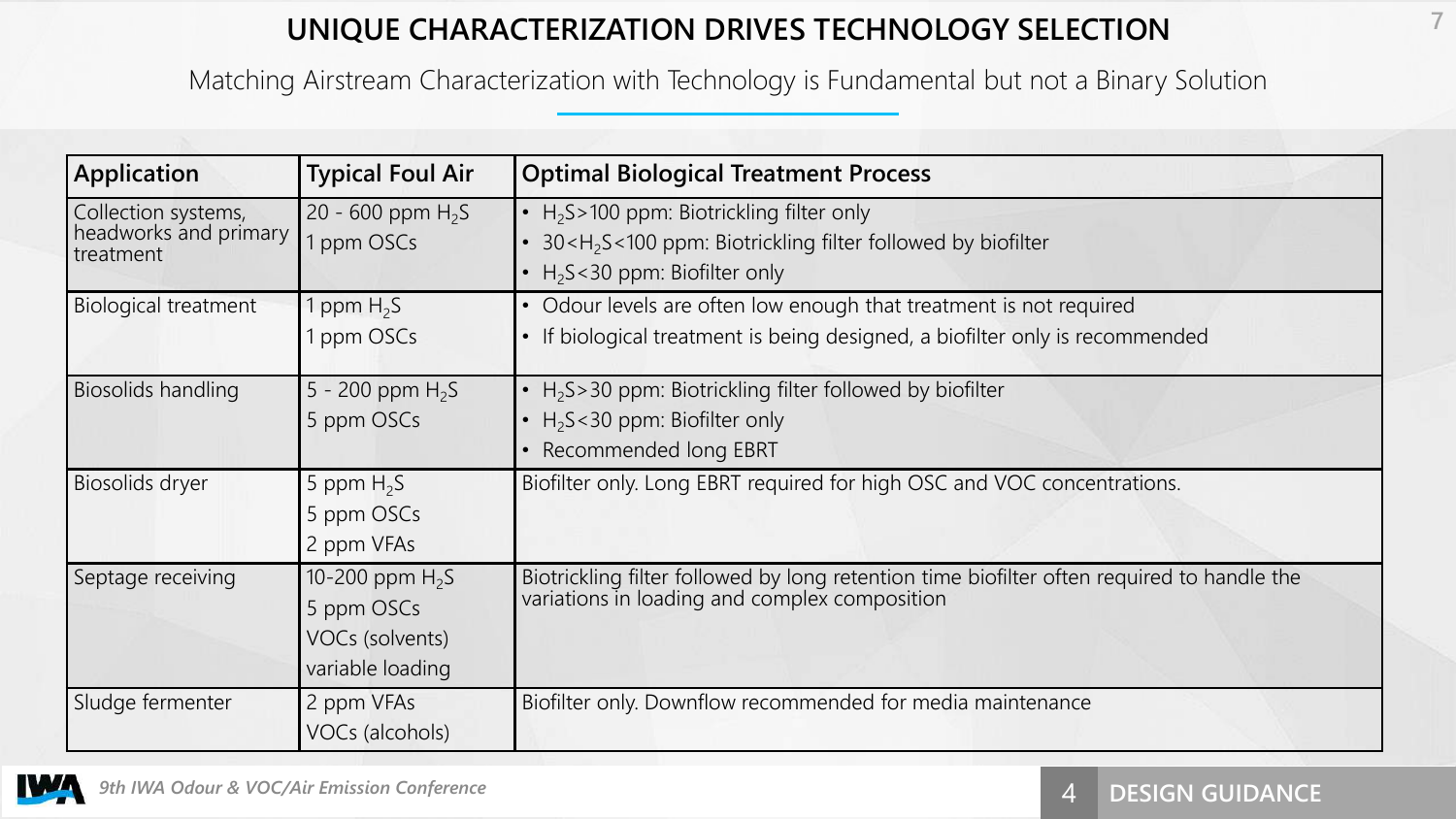# UNIQUE CHARACTERIZATION DRIVES TECHNOLOGY SELECTION

Matching Airstream Characterization with Technology is Fundamental but not a Binary Solution

| Application | Typical Foul Air | Optimal Biological Treatment Process |
|---|---|---|
| Collection systems, headworks and primary treatment | 20 - 600 ppm $H_2S$<br>1 ppm OSCs | • $H_2S$>100 ppm: Biotrickling filter only<br>• 30<$H_2S$<100 ppm: Biotrickling filter followed by biofilter<br>• $H_2S$<30 ppm: Biofilter only |
| Biological treatment | 1 ppm $H_2S$<br>1 ppm OSCs | • Odour levels are often low enough that treatment is not required<br>• If biological treatment is being designed, a biofilter only is recommended |
| Biosolids handling | 5 - 200 ppm $H_2S$<br>5 ppm OSCs | • $H_2S$>30 ppm: Biotrickling filter followed by biofilter<br>• $H_2S$<30 ppm: Biofilter only<br>• Recommended long EBRT |
| Biosolids dryer | 5 ppm $H_2S$<br>5 ppm OSCs<br>2 ppm VFAs | Biofilter only. Long EBRT required for high OSC and VOC concentrations. |
| Septage receiving | 10-200 ppm $H_2S$<br>5 ppm OSCs<br>VOCs (solvents)<br>variable loading | Biotrickling filter followed by long retention time biofilter often required to handle the variations in loading and complex composition |
| Sludge fermenter | 2 ppm VFAs<br>VOCs (alcohols) | Biofilter only. Downflow recommended for media maintenance |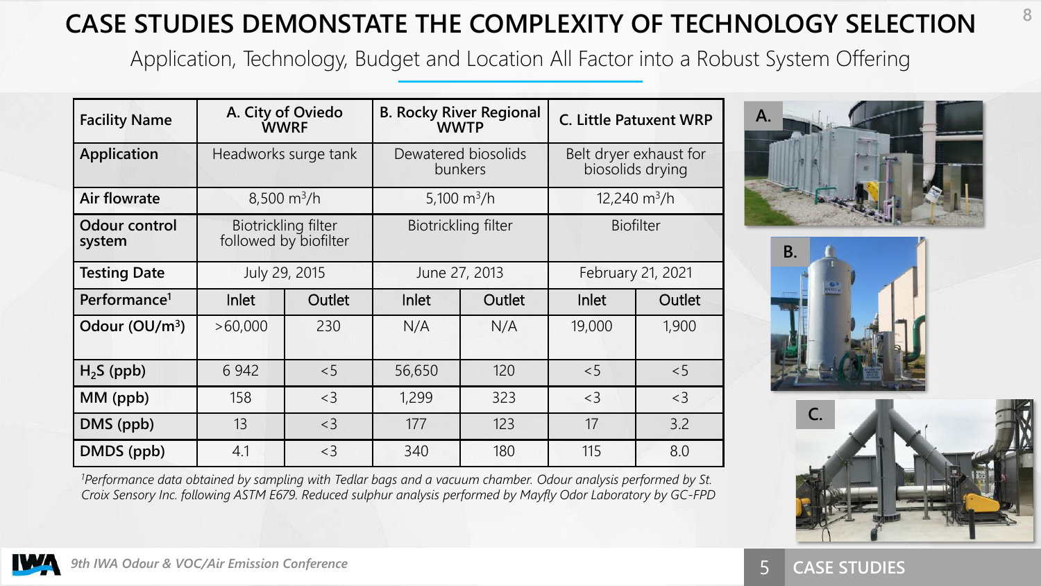# CASE STUDIES DEMONSTATE THE COMPLEXITY OF TECHNOLOGY SELECTION

Application, Technology, Budget and Location All Factor into a Robust System Offering

| **Facility Name** | **A. City of Oviedo WWRF** | | **B. Rocky River Regional WWTP** | | **C. Little Patuxent WRP** | |
|---|---|---|---|---|---|---|
| **Application** | Headworks surge tank | | Dewatered biosolids bunkers | | Belt dryer exhaust for biosolids drying | |
| **Air flowrate** | 8,500 $m^3/h$ | | 5,100 $m^3/h$ | | 12,240 $m^3/h$ | |
| **Odour control system** | Biotrickling filter followed by biofilter | | Biotrickling filter | | Biofilter | |
| **Testing Date** | July 29, 2015 | | June 27, 2013 | | February 21, 2021 | |
| **Performance[1]** | Inlet | Outlet | Inlet | Outlet | Inlet | Outlet |
| **Odour ($OU/m^3$)** | >60,000 | 230 | N/A | N/A | 19,000 | 1,900 |
| **$H_2S$ (ppb)** | 6 942 | <5 | 56,650 | 120 | <5 | <5 |
| **MM (ppb)** | 158 | <3 | 1,299 | 323 | <3 | <3 |
| **DMS (ppb)** | 13 | <3 | 177 | 123 | 17 | 3.2 |
| **DMDS (ppb)** | 4.1 | <3 | 340 | 180 | 115 | 8.0 |

*[1]Performance data obtained by sampling with Tedlar bags and a vacuum chamber. Odour analysis performed by St. Croix Sensory Inc. following ASTM E679. Reduced sulphur analysis performed by Mayfly Odor Laboratory by GC-FPD*

A.

B.

C.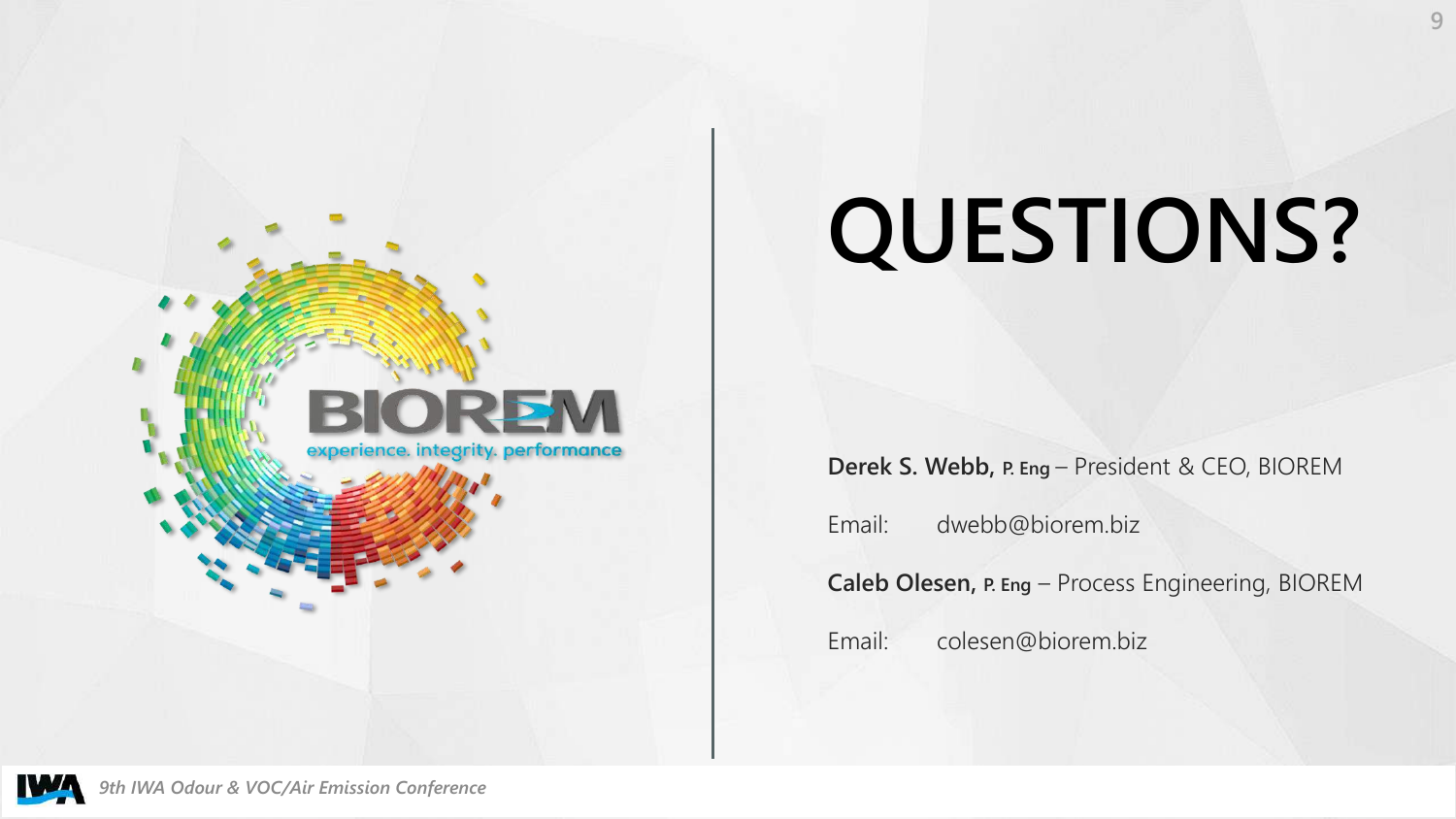# QUESTIONS?

**Derek S. Webb, P. Eng** – President & CEO, BIOREM

Email: dwebb@biorem.biz

**Caleb Olesen, P. Eng** – Process Engineering, BIOREM

Email: colesen@biorem.biz